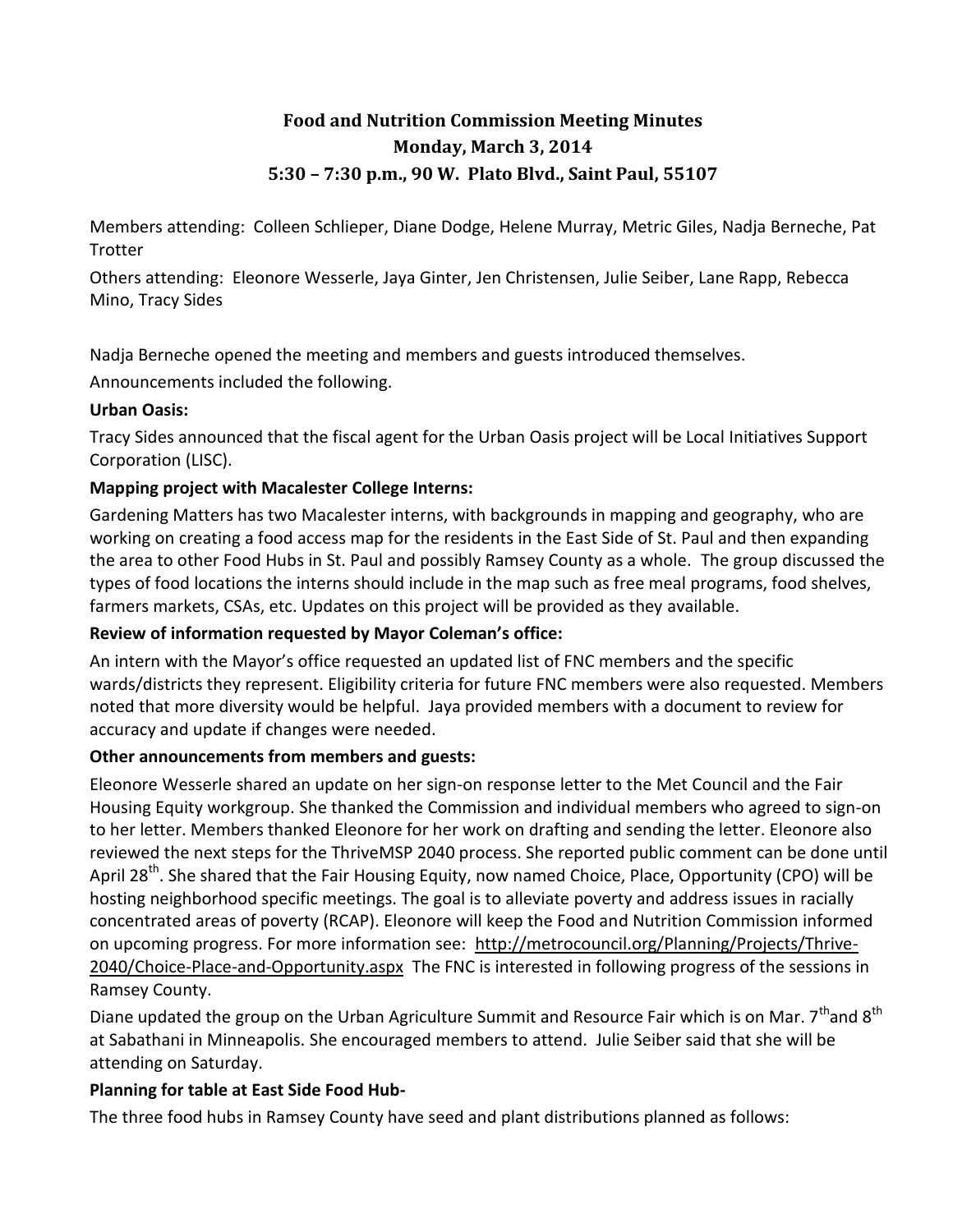# Food and Nutrition Commission Meeting Minutes

**Monday, March 3, 2014**

**5:30 – 7:30 p.m., 90 W. Plato Blvd., Saint Paul, 55107**

Members attending: Colleen Schlieper, Diane Dodge, Helene Murray, Metric Giles, Nadja Berneche, Pat Trotter

Others attending: Eleonore Wesserle, Jaya Ginter, Jen Christensen, Julie Seiber, Lane Rapp, Rebecca Mino, Tracy Sides

Nadja Berneche opened the meeting and members and guests introduced themselves.

Announcements included the following.

**Urban Oasis:**

Tracy Sides announced that the fiscal agent for the Urban Oasis project will be Local Initiatives Support Corporation (LISC).

**Mapping project with Macalester College Interns:**

Gardening Matters has two Macalester interns, with backgrounds in mapping and geography, who are working on creating a food access map for the residents in the East Side of St. Paul and then expanding the area to other Food Hubs in St. Paul and possibly Ramsey County as a whole. The group discussed the types of food locations the interns should include in the map such as free meal programs, food shelves, farmers markets, CSAs, etc. Updates on this project will be provided as they available.

**Review of information requested by Mayor Coleman's office:**

An intern with the Mayor's office requested an updated list of FNC members and the specific wards/districts they represent. Eligibility criteria for future FNC members were also requested. Members noted that more diversity would be helpful. Jaya provided members with a document to review for accuracy and update if changes were needed.

**Other announcements from members and guests:**

Eleonore Wesserle shared an update on her sign-on response letter to the Met Council and the Fair Housing Equity workgroup. She thanked the Commission and individual members who agreed to sign-on to her letter. Members thanked Eleonore for her work on drafting and sending the letter. Eleonore also reviewed the next steps for the ThriveMSP 2040 process. She reported public comment can be done until April 28th. She shared that the Fair Housing Equity, now named Choice, Place, Opportunity (CPO) will be hosting neighborhood specific meetings. The goal is to alleviate poverty and address issues in racially concentrated areas of poverty (RCAP). Eleonore will keep the Food and Nutrition Commission informed on upcoming progress. For more information see: http://metrocouncil.org/Planning/Projects/Thrive-2040/Choice-Place-and-Opportunity.aspx The FNC is interested in following progress of the sessions in Ramsey County.

Diane updated the group on the Urban Agriculture Summit and Resource Fair which is on Mar. 7th and 8th at Sabathani in Minneapolis. She encouraged members to attend. Julie Seiber said that she will be attending on Saturday.

**Planning for table at East Side Food Hub-**

The three food hubs in Ramsey County have seed and plant distributions planned as follows: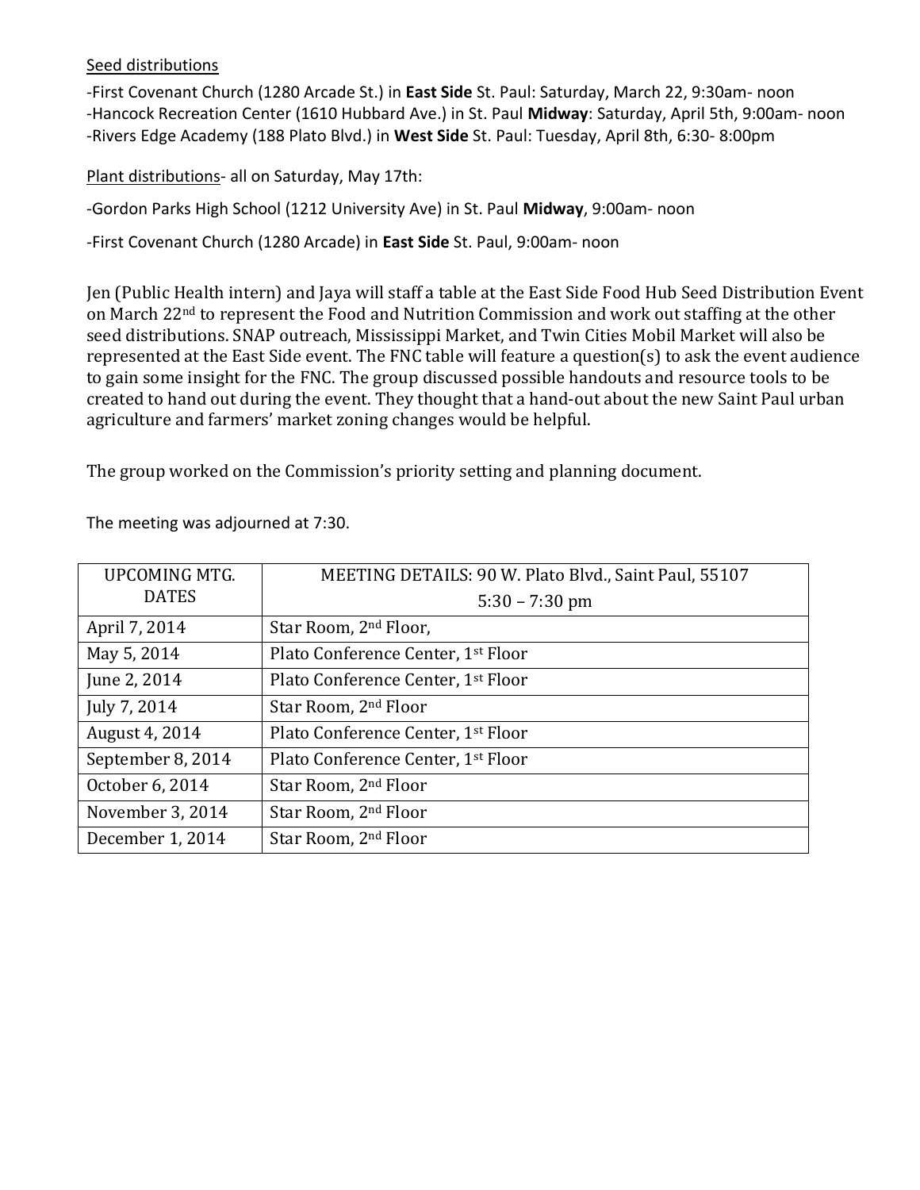Seed distributions

-First Covenant Church (1280 Arcade St.) in **East Side** St. Paul: Saturday, March 22, 9:30am- noon
-Hancock Recreation Center (1610 Hubbard Ave.) in St. Paul **Midway**: Saturday, April 5th, 9:00am- noon
-Rivers Edge Academy (188 Plato Blvd.) in **West Side** St. Paul: Tuesday, April 8th, 6:30- 8:00pm

Plant distributions- all on Saturday, May 17th:

-Gordon Parks High School (1212 University Ave) in St. Paul **Midway**, 9:00am- noon

-First Covenant Church (1280 Arcade) in **East Side** St. Paul, 9:00am- noon

Jen (Public Health intern) and Jaya will staff a table at the East Side Food Hub Seed Distribution Event on March 22nd to represent the Food and Nutrition Commission and work out staffing at the other seed distributions. SNAP outreach, Mississippi Market, and Twin Cities Mobil Market will also be represented at the East Side event. The FNC table will feature a question(s) to ask the event audience to gain some insight for the FNC. The group discussed possible handouts and resource tools to be created to hand out during the event. They thought that a hand-out about the new Saint Paul urban agriculture and farmers' market zoning changes would be helpful.

The group worked on the Commission's priority setting and planning document.

The meeting was adjourned at 7:30.

| UPCOMING MTG. DATES | MEETING DETAILS: 90 W. Plato Blvd., Saint Paul, 55107 5:30 – 7:30 pm |
|---|---|
| April 7, 2014 | Star Room, 2nd Floor, |
| May 5, 2014 | Plato Conference Center, 1st Floor |
| June 2, 2014 | Plato Conference Center, 1st Floor |
| July 7, 2014 | Star Room, 2nd Floor |
| August 4, 2014 | Plato Conference Center, 1st Floor |
| September 8, 2014 | Plato Conference Center, 1st Floor |
| October 6, 2014 | Star Room, 2nd Floor |
| November 3, 2014 | Star Room, 2nd Floor |
| December 1, 2014 | Star Room, 2nd Floor |